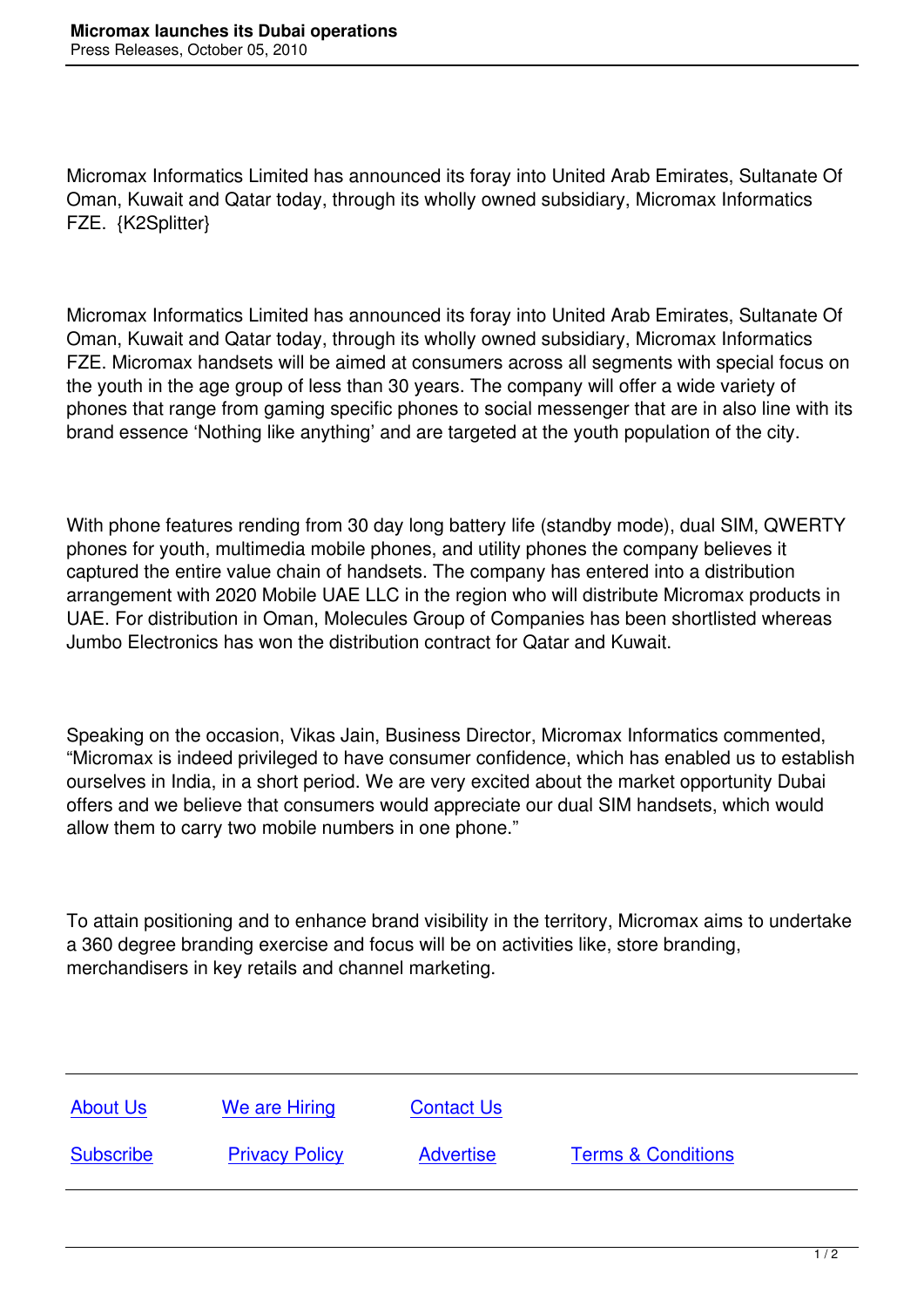# Micromax launches its Dubai operations

Press Releases, October 05, 2010

Micromax Informatics Limited has announced its foray into United Arab Emirates, Sultanate Of Oman, Kuwait and Qatar today, through its wholly owned subsidiary, Micromax Informatics FZE. {K2Splitter}

Micromax Informatics Limited has announced its foray into United Arab Emirates, Sultanate Of Oman, Kuwait and Qatar today, through its wholly owned subsidiary, Micromax Informatics FZE. Micromax handsets will be aimed at consumers across all segments with special focus on the youth in the age group of less than 30 years. The company will offer a wide variety of phones that range from gaming specific phones to social messenger that are in also line with its brand essence 'Nothing like anything' and are targeted at the youth population of the city.

With phone features rending from 30 day long battery life (standby mode), dual SIM, QWERTY phones for youth, multimedia mobile phones, and utility phones the company believes it captured the entire value chain of handsets. The company has entered into a distribution arrangement with 2020 Mobile UAE LLC in the region who will distribute Micromax products in UAE. For distribution in Oman, Molecules Group of Companies has been shortlisted whereas Jumbo Electronics has won the distribution contract for Qatar and Kuwait.

Speaking on the occasion, Vikas Jain, Business Director, Micromax Informatics commented, "Micromax is indeed privileged to have consumer confidence, which has enabled us to establish ourselves in India, in a short period. We are very excited about the market opportunity Dubai offers and we believe that consumers would appreciate our dual SIM handsets, which would allow them to carry two mobile numbers in one phone."

To attain positioning and to enhance brand visibility in the territory, Micromax aims to undertake a 360 degree branding exercise and focus will be on activities like, store branding, merchandisers in key retails and channel marketing.

About Us   We are Hiring   Contact Us

Subscribe   Privacy Policy   Advertise   Terms & Conditions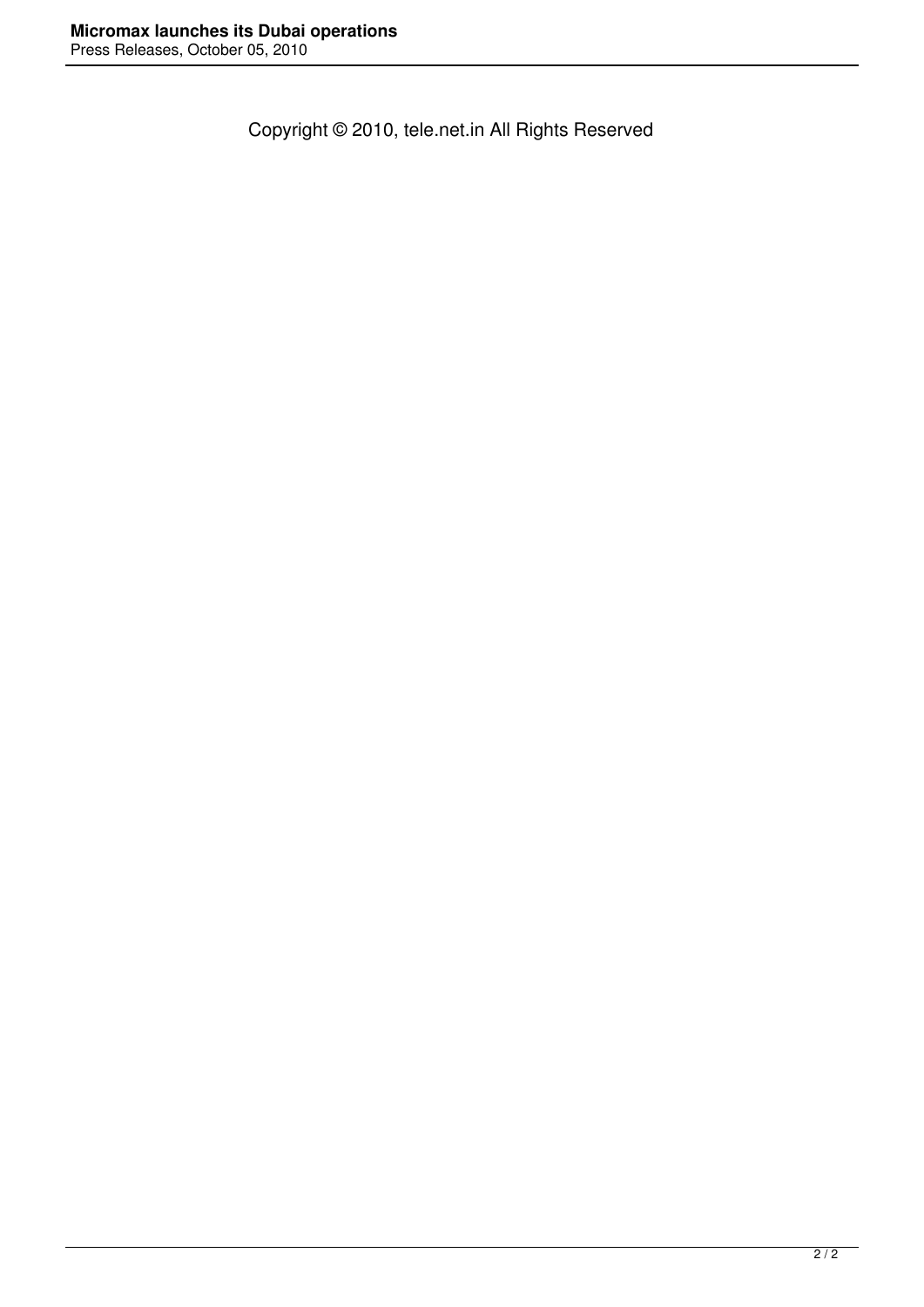Copyright © 2010, tele.net.in All Rights Reserved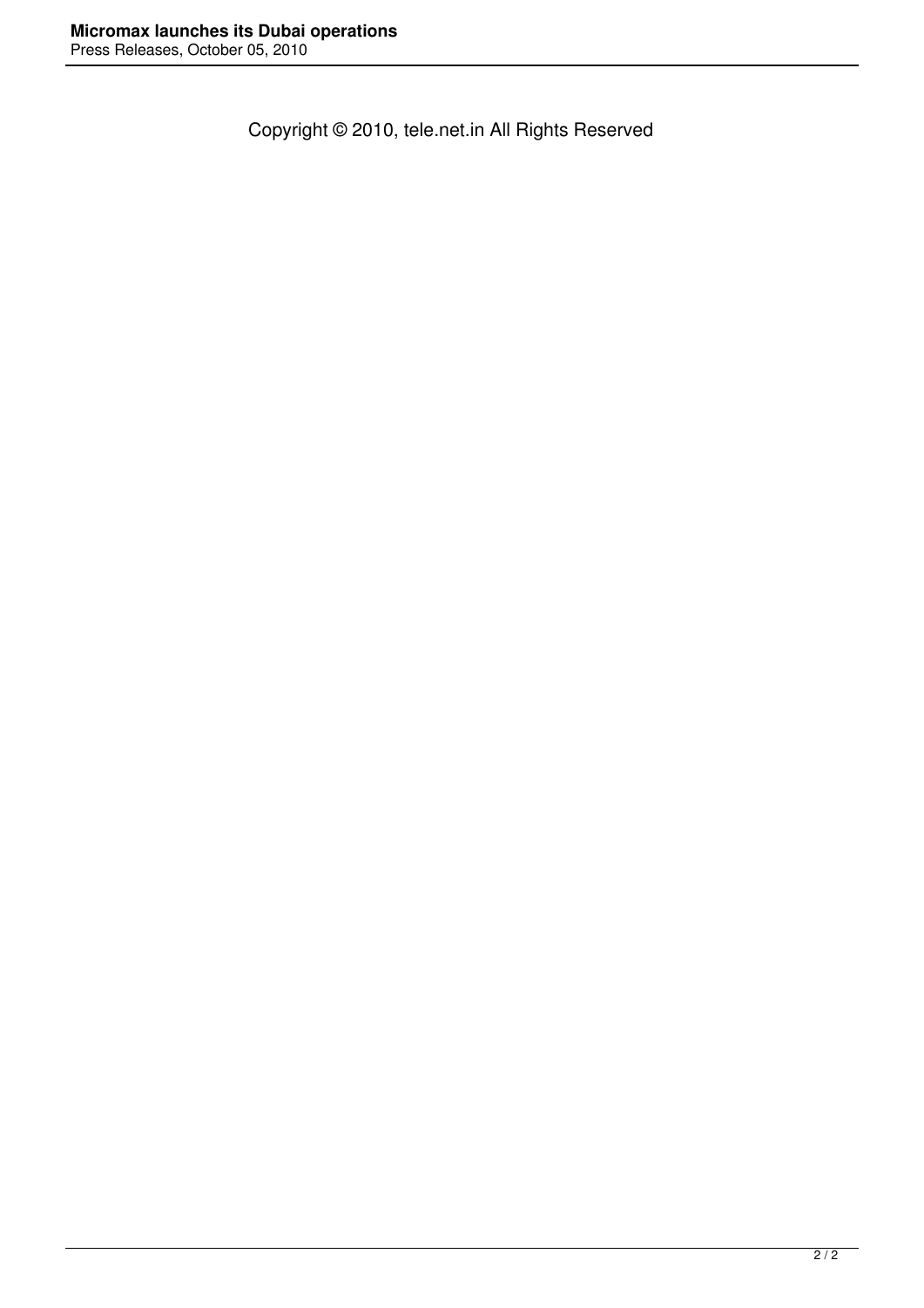Copyright © 2010, tele.net.in All Rights Reserved